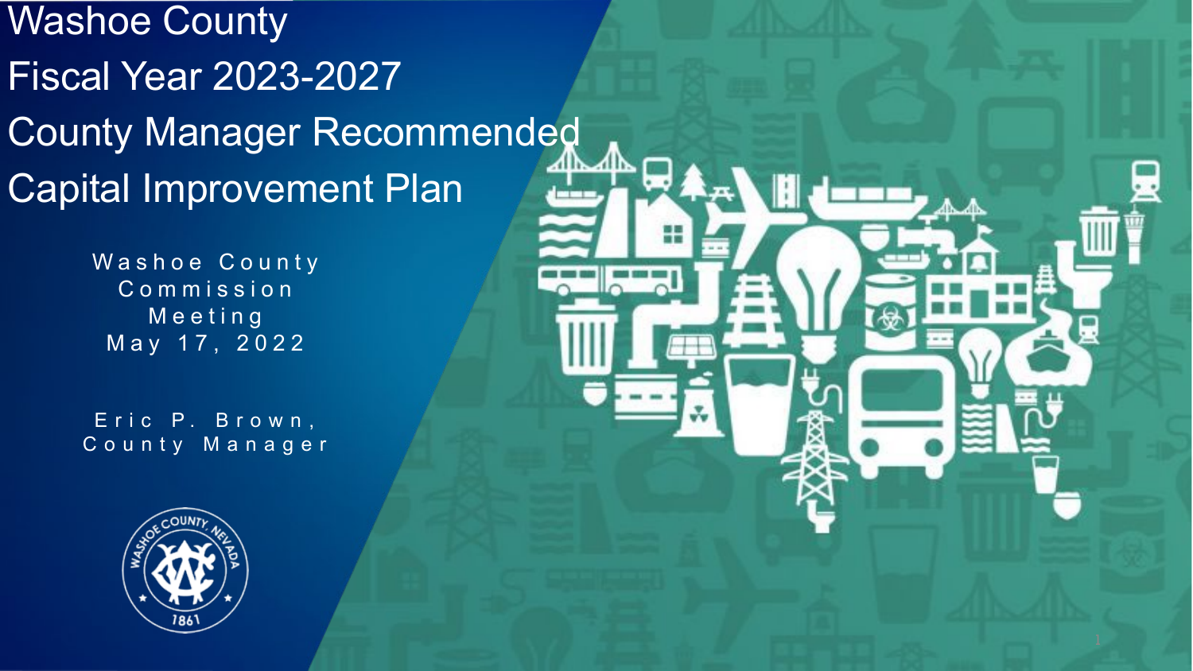# Washoe County Fiscal Year 2023-2027 County Manager Recommended Capital Improvement Plan

Washoe County Commission Meeting
May 17, 2022

Eric P. Brown, County Manager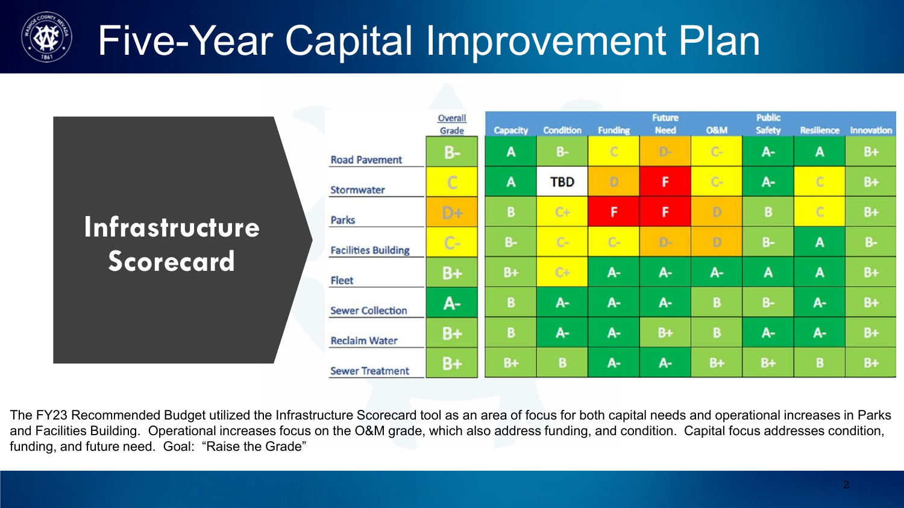# Five-Year Capital Improvement Plan

## Infrastructure Scorecard

| | Overall Grade | Capacity | Condition | Funding | Future Need | O&M | Public Safety | Resilience | Innovation |
|---|---|---|---|---|---|---|---|---|---|
| Road Pavement | B- | A | B- | C | D- | C- | A- | A | B+ |
| Stormwater | C | A | TBD | D | F | C- | A- | C | B+ |
| Parks | D+ | B | C+ | F | F | D | B | C | B+ |
| Facilities Building | C- | B- | C- | C- | D- | D | B- | A | B- |
| Fleet | B+ | B+ | C+ | A- | A- | A- | A | A | B+ |
| Sewer Collection | A- | B | A- | A- | A- | B | B- | A- | B+ |
| Reclaim Water | B+ | B | A- | A- | B+ | B | A- | A- | B+ |
| Sewer Treatment | B+ | B+ | B | A- | A- | B+ | B+ | B | B+ |

The FY23 Recommended Budget utilized the Infrastructure Scorecard tool as an area of focus for both capital needs and operational increases in Parks and Facilities Building. Operational increases focus on the O&M grade, which also address funding, and condition. Capital focus addresses condition, funding, and future need. Goal: "Raise the Grade"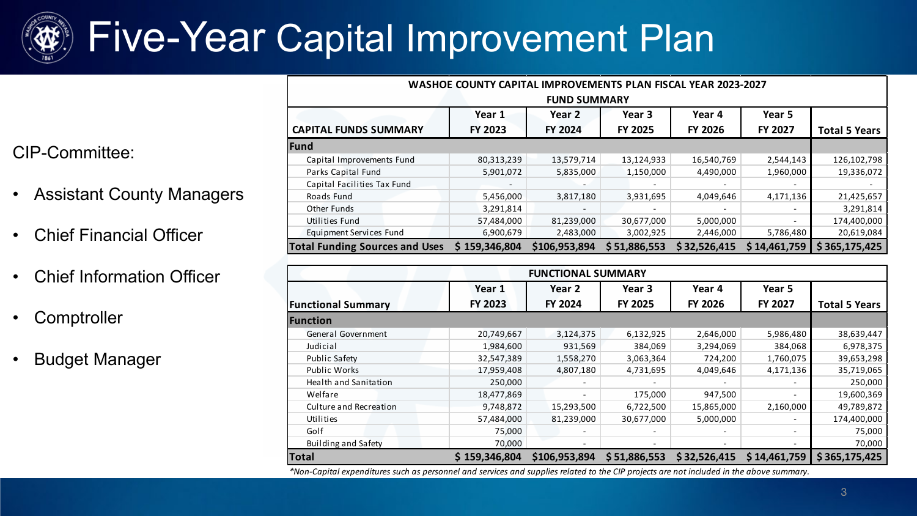# Five-Year Capital Improvement Plan

CIP-Committee:

- Assistant County Managers
- Chief Financial Officer
- Chief Information Officer
- Comptroller
- Budget Manager

**WASHOE COUNTY CAPITAL IMPROVEMENTS PLAN FISCAL YEAR 2023-2027**

**FUND SUMMARY**

| CAPITAL FUNDS SUMMARY | Year 1 FY 2023 | Year 2 FY 2024 | Year 3 FY 2025 | Year 4 FY 2026 | Year 5 FY 2027 | Total 5 Years |
|---|---|---|---|---|---|---|
| **Fund** | | | | | | |
| Capital Improvements Fund | 80,313,239 | 13,579,714 | 13,124,933 | 16,540,769 | 2,544,143 | 126,102,798 |
| Parks Capital Fund | 5,901,072 | 5,835,000 | 1,150,000 | 4,490,000 | 1,960,000 | 19,336,072 |
| Capital Facilities Tax Fund | - | - | - | - | - | - |
| Roads Fund | 5,456,000 | 3,817,180 | 3,931,695 | 4,049,646 | 4,171,136 | 21,425,657 |
| Other Funds | 3,291,814 | - | - | - | - | 3,291,814 |
| Utilities Fund | 57,484,000 | 81,239,000 | 30,677,000 | 5,000,000 | - | 174,400,000 |
| Equipment Services Fund | 6,900,679 | 2,483,000 | 3,002,925 | 2,446,000 | 5,786,480 | 20,619,084 |
| **Total Funding Sources and Uses** | **$ 159,346,804** | **$106,953,894** | **$ 51,886,553** | **$ 32,526,415** | **$ 14,461,759** | **$ 365,175,425** |

**FUNCTIONAL SUMMARY**

| Functional Summary | Year 1 FY 2023 | Year 2 FY 2024 | Year 3 FY 2025 | Year 4 FY 2026 | Year 5 FY 2027 | Total 5 Years |
|---|---|---|---|---|---|---|
| **Function** | | | | | | |
| General Government | 20,749,667 | 3,124,375 | 6,132,925 | 2,646,000 | 5,986,480 | 38,639,447 |
| Judicial | 1,984,600 | 931,569 | 384,069 | 3,294,069 | 384,068 | 6,978,375 |
| Public Safety | 32,547,389 | 1,558,270 | 3,063,364 | 724,200 | 1,760,075 | 39,653,298 |
| Public Works | 17,959,408 | 4,807,180 | 4,731,695 | 4,049,646 | 4,171,136 | 35,719,065 |
| Health and Sanitation | 250,000 | - | - | - | - | 250,000 |
| Welfare | 18,477,869 | - | 175,000 | 947,500 | - | 19,600,369 |
| Culture and Recreation | 9,748,872 | 15,293,500 | 6,722,500 | 15,865,000 | 2,160,000 | 49,789,872 |
| Utilities | 57,484,000 | 81,239,000 | 30,677,000 | 5,000,000 | - | 174,400,000 |
| Golf | 75,000 | - | - | - | - | 75,000 |
| Building and Safety | 70,000 | - | - | - | - | 70,000 |
| **Total** | **$ 159,346,804** | **$106,953,894** | **$ 51,886,553** | **$ 32,526,415** | **$ 14,461,759** | **$ 365,175,425** |

*\*Non-Capital expenditures such as personnel and services and supplies related to the CIP projects are not included in the above summary.*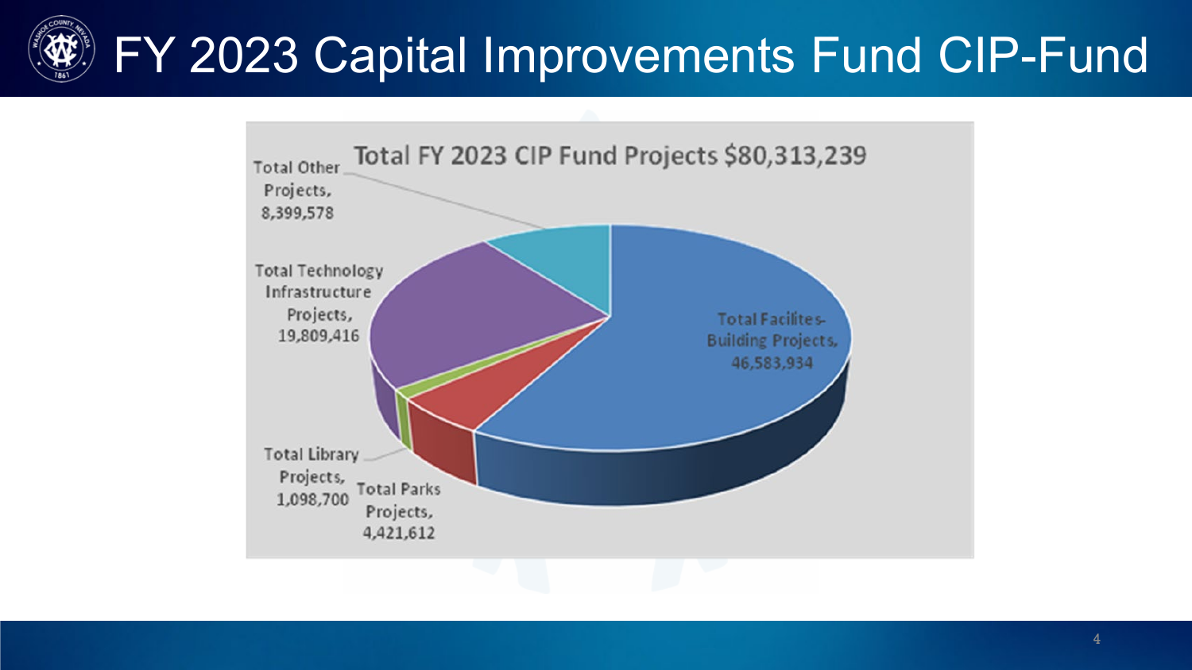# FY 2023 Capital Improvements Fund CIP-Fund

Total FY 2023 CIP Fund Projects $80,313,239

Total Other Projects, 8,399,578

Total Technology Infrastructure Projects, 19,809,416

Total Facilites-Building Projects, 46,583,934

Total Library Projects, 1,098,700

Total Parks Projects, 4,421,612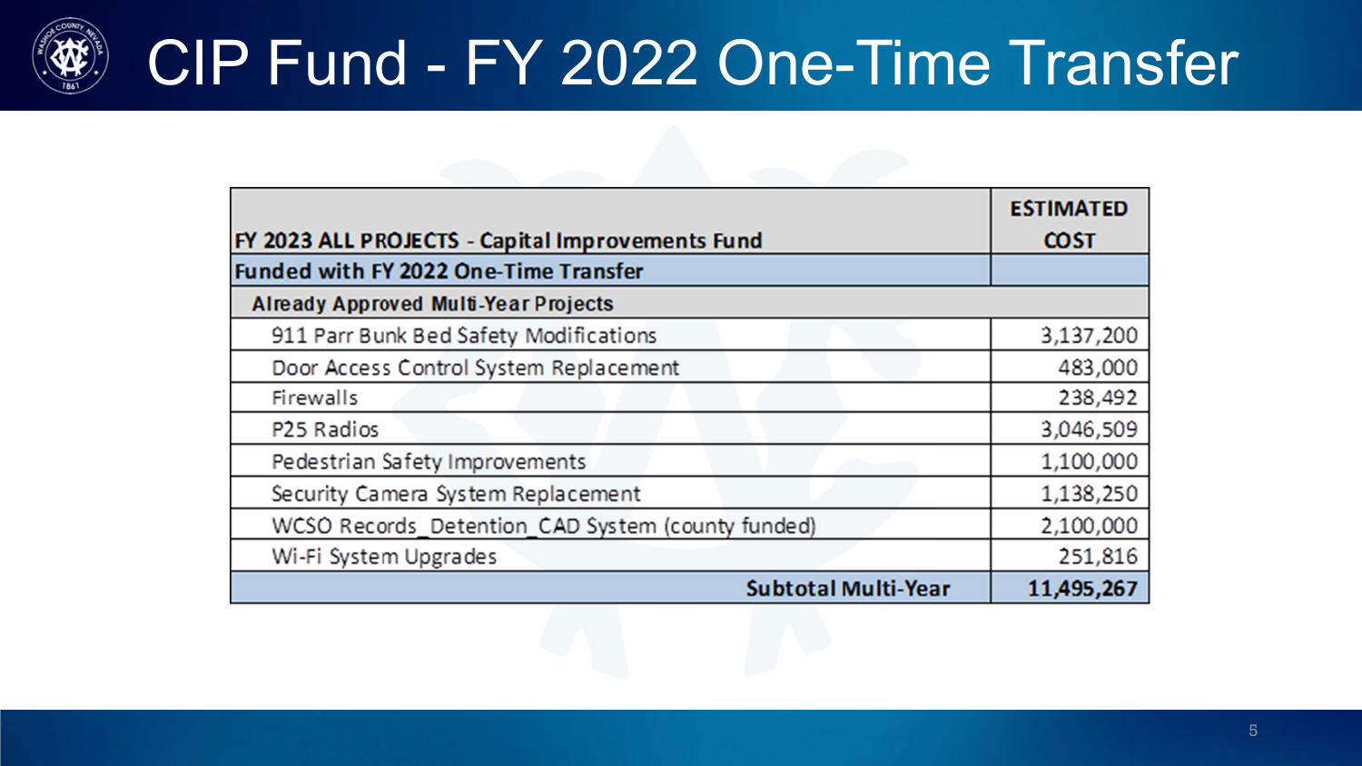# CIP Fund - FY 2022 One-Time Transfer

| FY 2023 ALL PROJECTS - Capital Improvements Fund | ESTIMATED COST |
|---|---|
| **Funded with FY 2022 One-Time Transfer** | |
| **Already Approved Multi-Year Projects** | |
| 911 Parr Bunk Bed Safety Modifications | 3,137,200 |
| Door Access Control System Replacement | 483,000 |
| Firewalls | 238,492 |
| P25 Radios | 3,046,509 |
| Pedestrian Safety Improvements | 1,100,000 |
| Security Camera System Replacement | 1,138,250 |
| WCSO Records_Detention_CAD System (county funded) | 2,100,000 |
| Wi-Fi System Upgrades | 251,816 |
| **Subtotal Multi-Year** | **11,495,267** |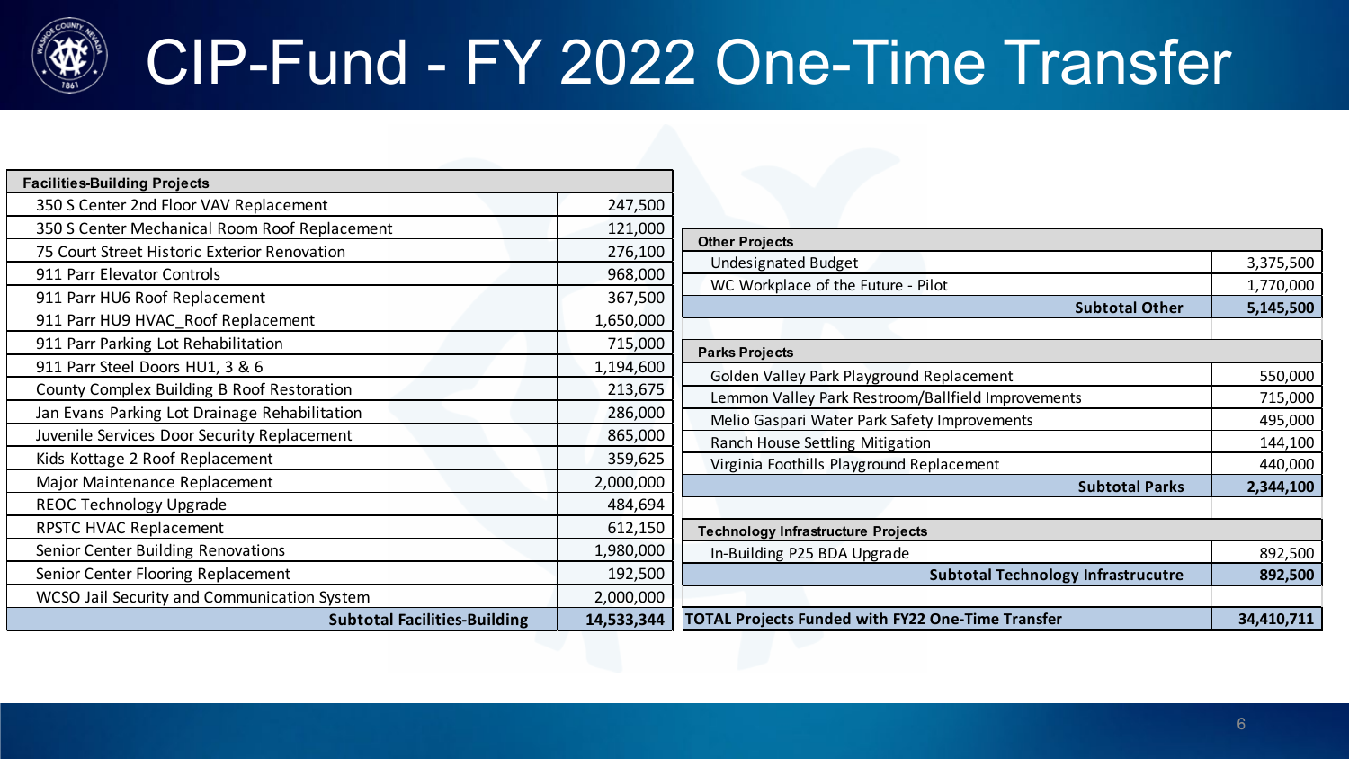# CIP-Fund - FY 2022 One-Time Transfer

| **Facilities-Building Projects** | |
|---|---|
| 350 S Center 2nd Floor VAV Replacement | 247,500 |
| 350 S Center Mechanical Room Roof Replacement | 121,000 |
| 75 Court Street Historic Exterior Renovation | 276,100 |
| 911 Parr Elevator Controls | 968,000 |
| 911 Parr HU6 Roof Replacement | 367,500 |
| 911 Parr HU9 HVAC_Roof Replacement | 1,650,000 |
| 911 Parr Parking Lot Rehabilitation | 715,000 |
| 911 Parr Steel Doors HU1, 3 & 6 | 1,194,600 |
| County Complex Building B Roof Restoration | 213,675 |
| Jan Evans Parking Lot Drainage Rehabilitation | 286,000 |
| Juvenile Services Door Security Replacement | 865,000 |
| Kids Kottage 2 Roof Replacement | 359,625 |
| Major Maintenance Replacement | 2,000,000 |
| REOC Technology Upgrade | 484,694 |
| RPSTC HVAC Replacement | 612,150 |
| Senior Center Building Renovations | 1,980,000 |
| Senior Center Flooring Replacement | 192,500 |
| WCSO Jail Security and Communication System | 2,000,000 |
| **Subtotal Facilities-Building** | **14,533,344** |

| **Other Projects** | |
|---|---|
| Undesignated Budget | 3,375,500 |
| WC Workplace of the Future - Pilot | 1,770,000 |
| **Subtotal Other** | **5,145,500** |
| | |
| **Parks Projects** | |
| Golden Valley Park Playground Replacement | 550,000 |
| Lemmon Valley Park Restroom/Ballfield Improvements | 715,000 |
| Melio Gaspari Water Park Safety Improvements | 495,000 |
| Ranch House Settling Mitigation | 144,100 |
| Virginia Foothills Playground Replacement | 440,000 |
| **Subtotal Parks** | **2,344,100** |
| | |
| **Technology Infrastructure Projects** | |
| In-Building P25 BDA Upgrade | 892,500 |
| **Subtotal Technology Infrastrucutre** | **892,500** |
| | |
| **TOTAL Projects Funded with FY22 One-Time Transfer** | **34,410,711** |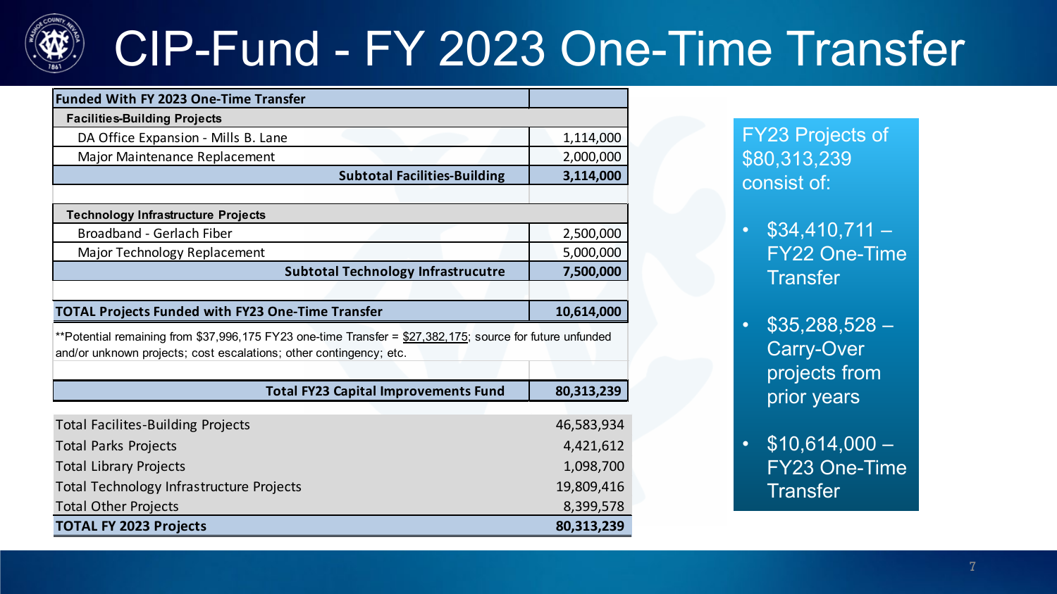# CIP-Fund - FY 2023 One-Time Transfer

| Funded With FY 2023 One-Time Transfer | |
|---|---|
| **Facilities-Building Projects** | |
| DA Office Expansion - Mills B. Lane | 1,114,000 |
| Major Maintenance Replacement | 2,000,000 |
| **Subtotal Facilities-Building** | **3,114,000** |
| | |
| **Technology Infrastructure Projects** | |
| Broadband - Gerlach Fiber | 2,500,000 |
| Major Technology Replacement | 5,000,000 |
| **Subtotal Technology Infrastrucutre** | **7,500,000** |
| | |
| **TOTAL Projects Funded with FY23 One-Time Transfer** | **10,614,000** |
| **Potential remaining from $37,996,175 FY23 one-time Transfer = $27,382,175; source for future unfunded and/or unknown projects; cost escalations; other contingency; etc. | |
| | |
| **Total FY23 Capital Improvements Fund** | **80,313,239** |

| | |
|---|---|
| Total Facilites-Building Projects | 46,583,934 |
| Total Parks Projects | 4,421,612 |
| Total Library Projects | 1,098,700 |
| Total Technology Infrastructure Projects | 19,809,416 |
| Total Other Projects | 8,399,578 |
| **TOTAL FY 2023 Projects** | **80,313,239** |

FY23 Projects of $80,313,239 consist of:

- $34,410,711 – FY22 One-Time Transfer
- $35,288,528 – Carry-Over projects from prior years
- $10,614,000 – FY23 One-Time Transfer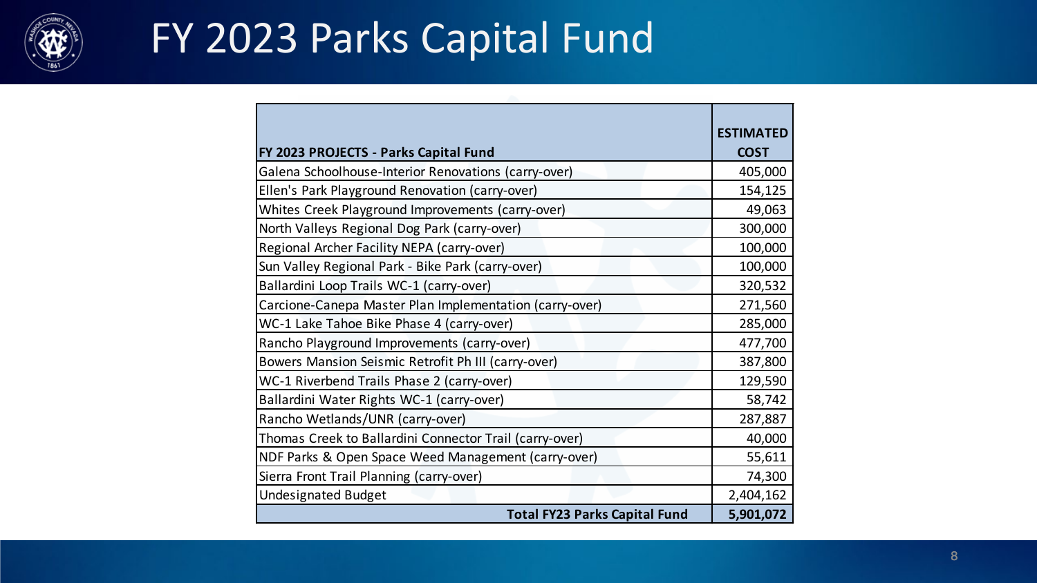# FY 2023 Parks Capital Fund

| FY 2023 PROJECTS - Parks Capital Fund | ESTIMATED COST |
|---|---|
| Galena Schoolhouse-Interior Renovations (carry-over) | 405,000 |
| Ellen's Park Playground Renovation (carry-over) | 154,125 |
| Whites Creek Playground Improvements (carry-over) | 49,063 |
| North Valleys Regional Dog Park (carry-over) | 300,000 |
| Regional Archer Facility NEPA (carry-over) | 100,000 |
| Sun Valley Regional Park - Bike Park (carry-over) | 100,000 |
| Ballardini Loop Trails WC-1 (carry-over) | 320,532 |
| Carcione-Canepa Master Plan Implementation (carry-over) | 271,560 |
| WC-1 Lake Tahoe Bike Phase 4 (carry-over) | 285,000 |
| Rancho Playground Improvements (carry-over) | 477,700 |
| Bowers Mansion Seismic Retrofit Ph III (carry-over) | 387,800 |
| WC-1 Riverbend Trails Phase 2 (carry-over) | 129,590 |
| Ballardini Water Rights WC-1 (carry-over) | 58,742 |
| Rancho Wetlands/UNR (carry-over) | 287,887 |
| Thomas Creek to Ballardini Connector Trail (carry-over) | 40,000 |
| NDF Parks & Open Space Weed Management (carry-over) | 55,611 |
| Sierra Front Trail Planning (carry-over) | 74,300 |
| Undesignated Budget | 2,404,162 |
| **Total FY23 Parks Capital Fund** | **5,901,072** |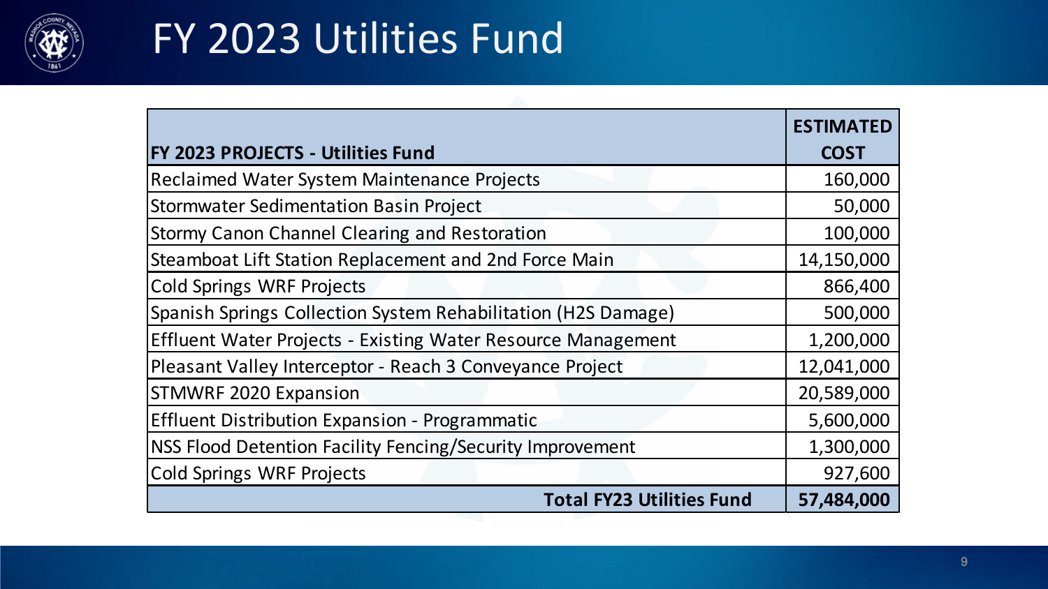# FY 2023 Utilities Fund

| FY 2023 PROJECTS - Utilities Fund | ESTIMATED COST |
|---|---|
| Reclaimed Water System Maintenance Projects | 160,000 |
| Stormwater Sedimentation Basin Project | 50,000 |
| Stormy Canon Channel Clearing and Restoration | 100,000 |
| Steamboat Lift Station Replacement and 2nd Force Main | 14,150,000 |
| Cold Springs WRF Projects | 866,400 |
| Spanish Springs Collection System Rehabilitation (H2S Damage) | 500,000 |
| Effluent Water Projects - Existing Water Resource Management | 1,200,000 |
| Pleasant Valley Interceptor - Reach 3 Conveyance Project | 12,041,000 |
| STMWRF 2020 Expansion | 20,589,000 |
| Effluent Distribution Expansion - Programmatic | 5,600,000 |
| NSS Flood Detention Facility Fencing/Security Improvement | 1,300,000 |
| Cold Springs WRF Projects | 927,600 |
| **Total FY23 Utilities Fund** | **57,484,000** |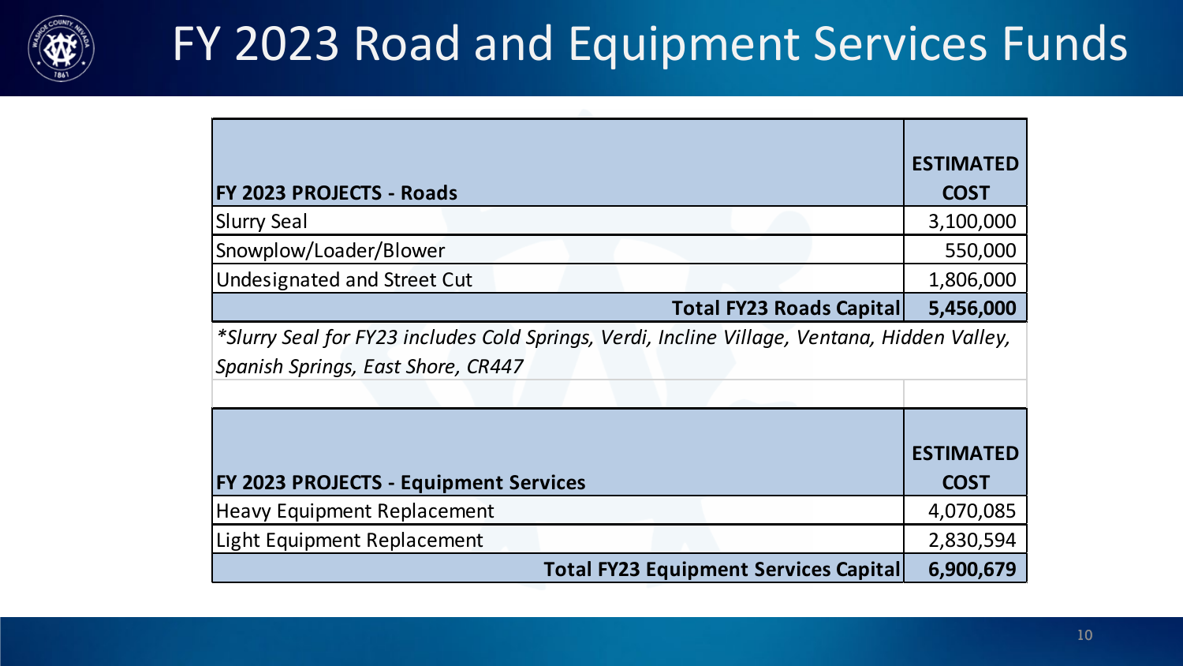# FY 2023 Road and Equipment Services Funds

| FY 2023 PROJECTS - Roads | ESTIMATED COST |
|---|---|
| Slurry Seal | 3,100,000 |
| Snowplow/Loader/Blower | 550,000 |
| Undesignated and Street Cut | 1,806,000 |
| **Total FY23 Roads Capital** | **5,456,000** |

*\*Slurry Seal for FY23 includes Cold Springs, Verdi, Incline Village, Ventana, Hidden Valley, Spanish Springs, East Shore, CR447*

| FY 2023 PROJECTS - Equipment Services | ESTIMATED COST |
|---|---|
| Heavy Equipment Replacement | 4,070,085 |
| Light Equipment Replacement | 2,830,594 |
| **Total FY23 Equipment Services Capital** | **6,900,679** |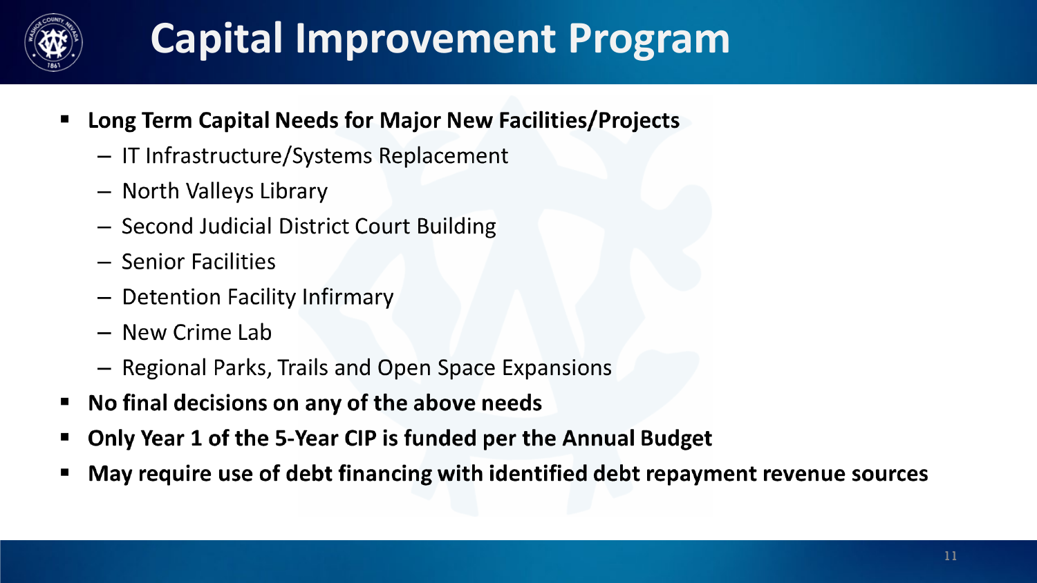# Capital Improvement Program

- **Long Term Capital Needs for Major New Facilities/Projects**
  - IT Infrastructure/Systems Replacement
  - North Valleys Library
  - Second Judicial District Court Building
  - Senior Facilities
  - Detention Facility Infirmary
  - New Crime Lab
  - Regional Parks, Trails and Open Space Expansions
- **No final decisions on any of the above needs**
- **Only Year 1 of the 5-Year CIP is funded per the Annual Budget**
- **May require use of debt financing with identified debt repayment revenue sources**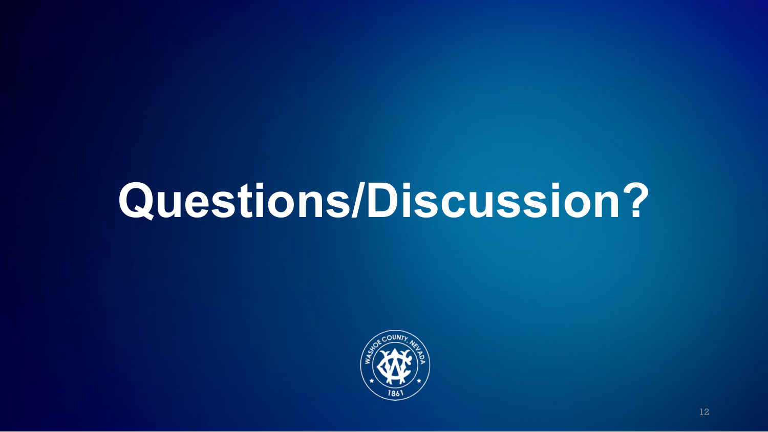# Questions/Discussion?